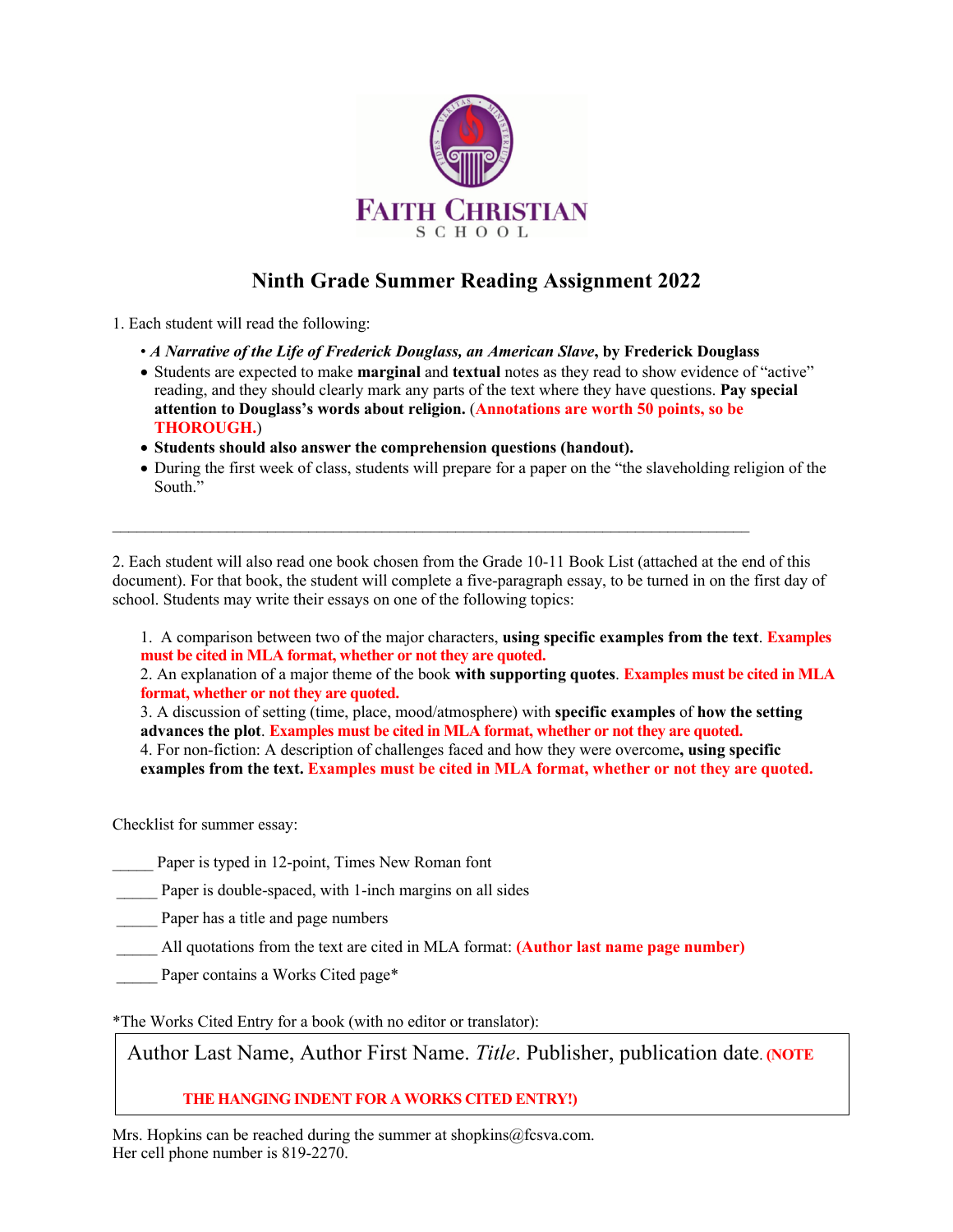# FAITH CHRISTIAN SCHOOL

## Ninth Grade Summer Reading Assignment 2022

1. Each student will read the following:

- ***A Narrative of the Life of Frederick Douglass, an American Slave*, by Frederick Douglass**
- Students are expected to make **marginal** and **textual** notes as they read to show evidence of "active" reading, and they should clearly mark any parts of the text where they have questions. **Pay special attention to Douglass's words about religion.** (**Annotations are worth 50 points, so be THOROUGH.**)
- **Students should also answer the comprehension questions (handout).**
- During the first week of class, students will prepare for a paper on the "the slaveholding religion of the South."

---

2. Each student will also read one book chosen from the Grade 10-11 Book List (attached at the end of this document). For that book, the student will complete a five-paragraph essay, to be turned in on the first day of school. Students may write their essays on one of the following topics:

1. A comparison between two of the major characters, **using specific examples from the text**. **Examples must be cited in MLA format, whether or not they are quoted.**
2. An explanation of a major theme of the book **with supporting quotes**. **Examples must be cited in MLA format, whether or not they are quoted.**
3. A discussion of setting (time, place, mood/atmosphere) with **specific examples** of **how the setting advances the plot**. **Examples must be cited in MLA format, whether or not they are quoted.**
4. For non-fiction: A description of challenges faced and how they were overcome**, using specific examples from the text. Examples must be cited in MLA format, whether or not they are quoted.**

Checklist for summer essay:

_____ Paper is typed in 12-point, Times New Roman font

_____ Paper is double-spaced, with 1-inch margins on all sides

_____ Paper has a title and page numbers

_____ All quotations from the text are cited in MLA format: **(Author last name page number)**

_____ Paper contains a Works Cited page*

*The Works Cited Entry for a book (with no editor or translator):

> Author Last Name, Author First Name. *Title*. Publisher, publication date. **(NOTE THE HANGING INDENT FOR A WORKS CITED ENTRY!)**

Mrs. Hopkins can be reached during the summer at shopkins@fcsva.com.
Her cell phone number is 819-2270.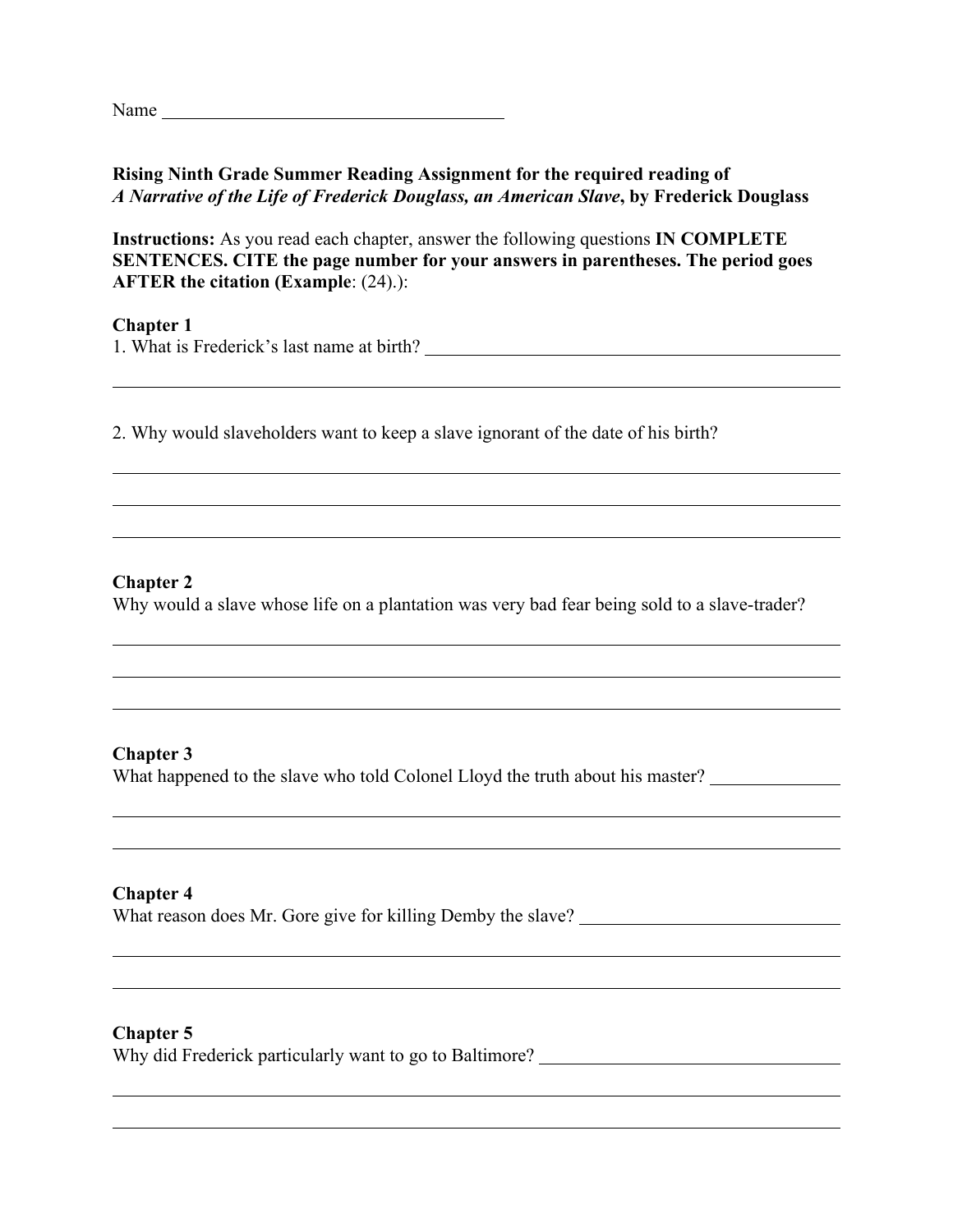Name ______________________________________

**Rising Ninth Grade Summer Reading Assignment for the required reading of**
***A Narrative of the Life of Frederick Douglass, an American Slave*, by Frederick Douglass**

**Instructions:** As you read each chapter, answer the following questions **IN COMPLETE SENTENCES. CITE the page number for your answers in parentheses. The period goes AFTER the citation (Example**: (24).):

**Chapter 1**

1. What is Frederick's last name at birth? ______________________________________

2. Why would slaveholders want to keep a slave ignorant of the date of his birth?

**Chapter 2**

Why would a slave whose life on a plantation was very bad fear being sold to a slave-trader?

**Chapter 3**

What happened to the slave who told Colonel Lloyd the truth about his master? ______________

**Chapter 4**

What reason does Mr. Gore give for killing Demby the slave? ____________________________

**Chapter 5**

Why did Frederick particularly want to go to Baltimore? ________________________________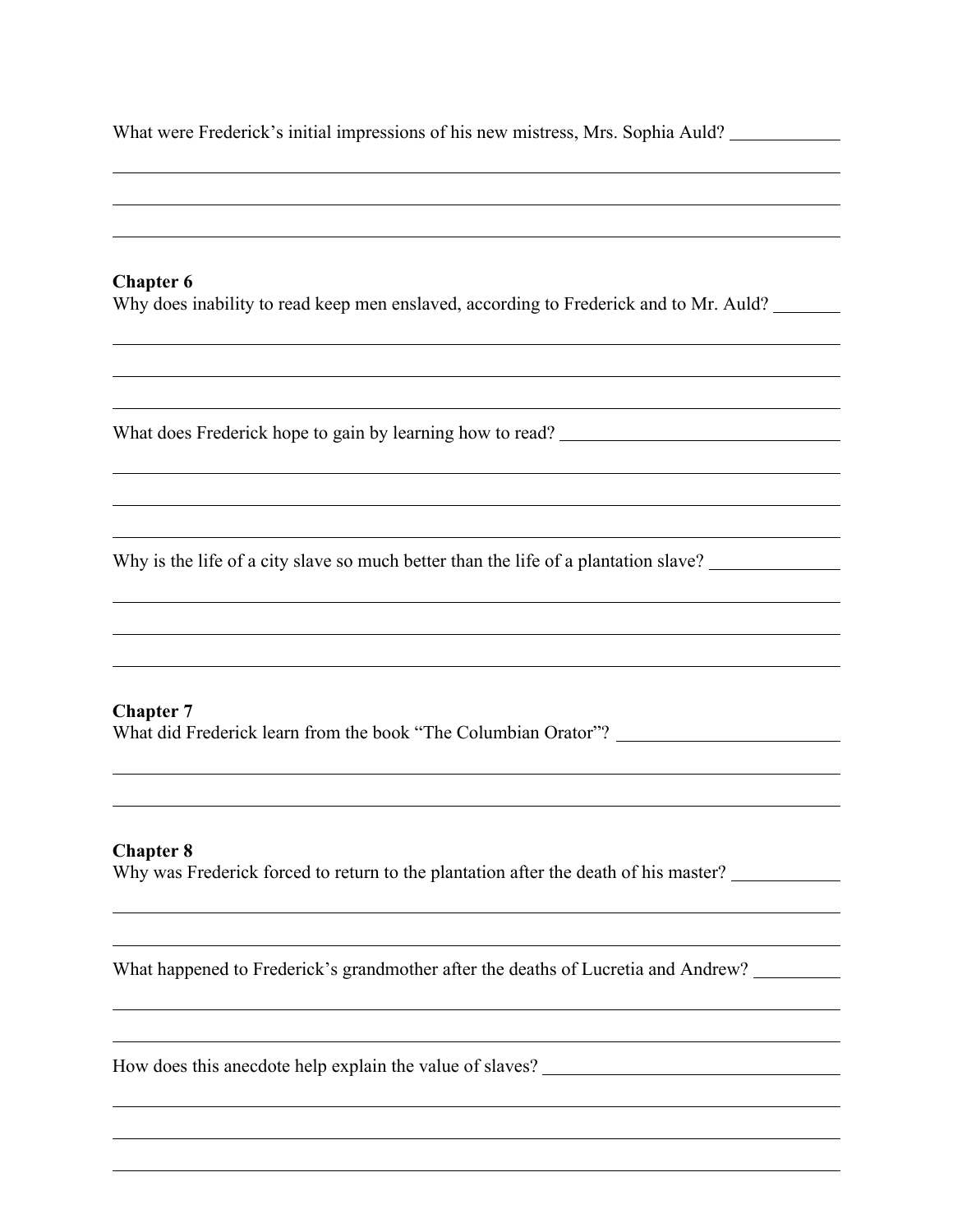What were Frederick's initial impressions of his new mistress, Mrs. Sophia Auld?

## Chapter 6

Why does inability to read keep men enslaved, according to Frederick and to Mr. Auld?

What does Frederick hope to gain by learning how to read?

Why is the life of a city slave so much better than the life of a plantation slave?

## Chapter 7

What did Frederick learn from the book "The Columbian Orator"?

## Chapter 8

Why was Frederick forced to return to the plantation after the death of his master?

What happened to Frederick's grandmother after the deaths of Lucretia and Andrew?

How does this anecdote help explain the value of slaves?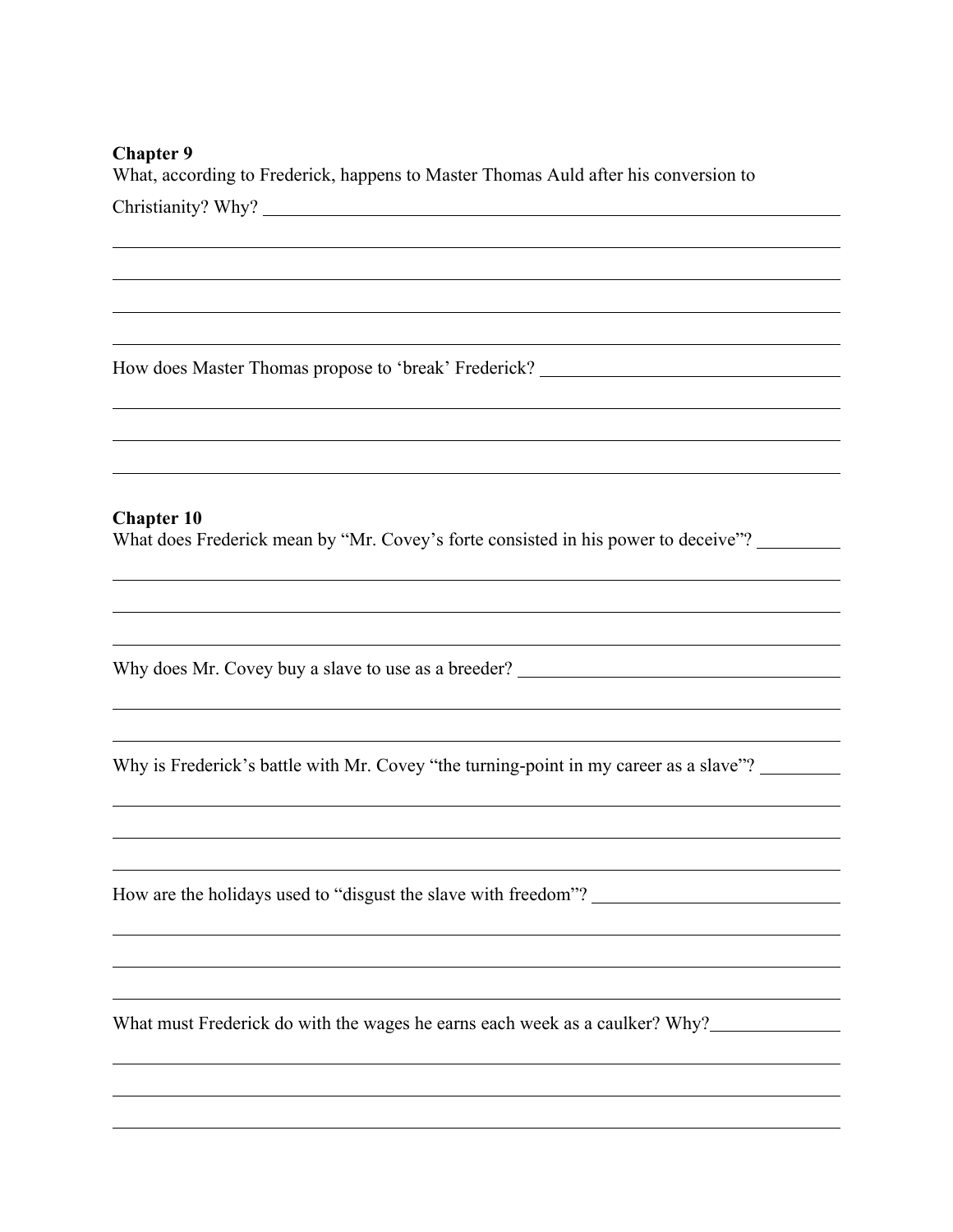**Chapter 9**

What, according to Frederick, happens to Master Thomas Auld after his conversion to Christianity? Why?

How does Master Thomas propose to 'break' Frederick?

**Chapter 10**

What does Frederick mean by "Mr. Covey's forte consisted in his power to deceive"?

Why does Mr. Covey buy a slave to use as a breeder?

Why is Frederick's battle with Mr. Covey "the turning-point in my career as a slave"?

How are the holidays used to "disgust the slave with freedom"?

What must Frederick do with the wages he earns each week as a caulker? Why?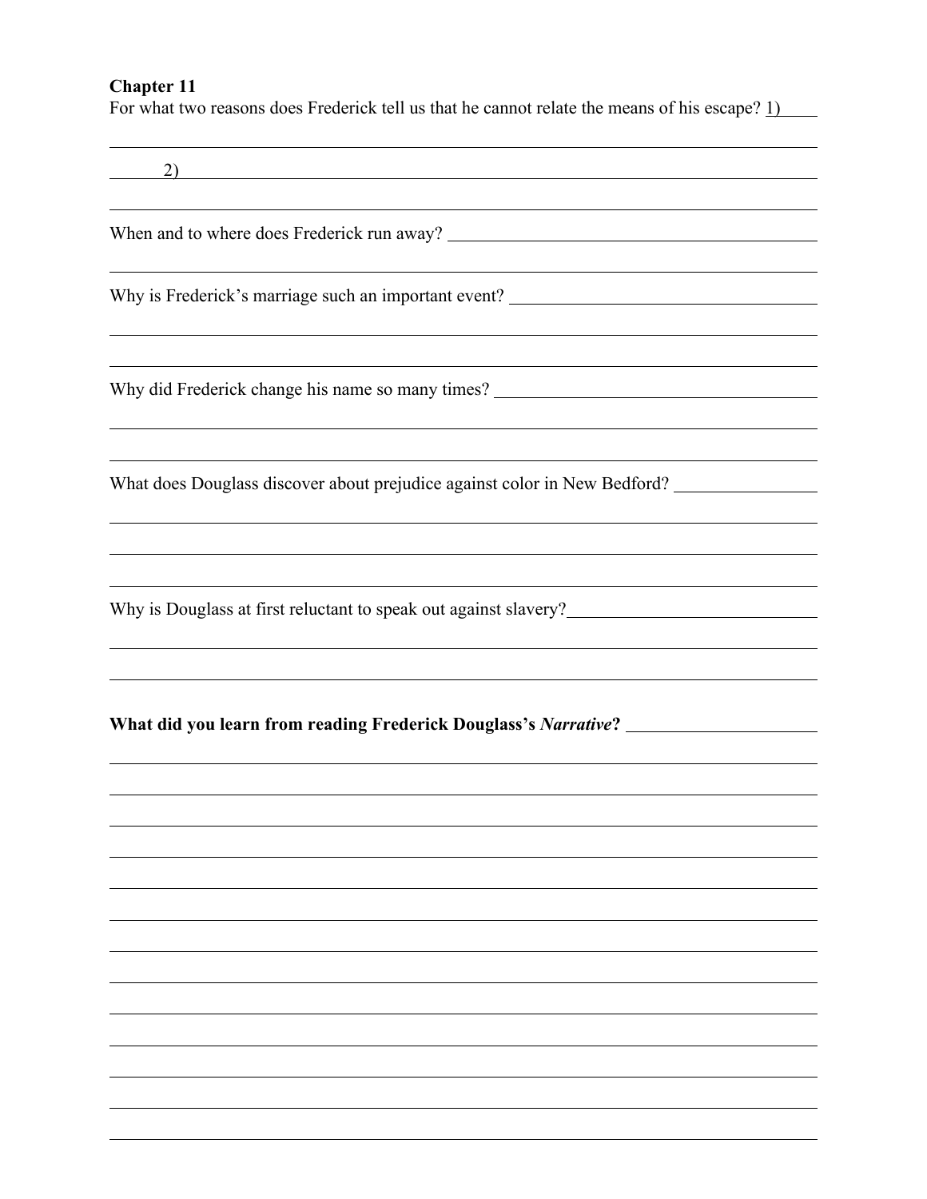**Chapter 11**

For what two reasons does Frederick tell us that he cannot relate the means of his escape? 1)

2)

When and to where does Frederick run away?

Why is Frederick's marriage such an important event?

Why did Frederick change his name so many times?

What does Douglass discover about prejudice against color in New Bedford?

Why is Douglass at first reluctant to speak out against slavery?

**What did you learn from reading Frederick Douglass's *Narrative*?**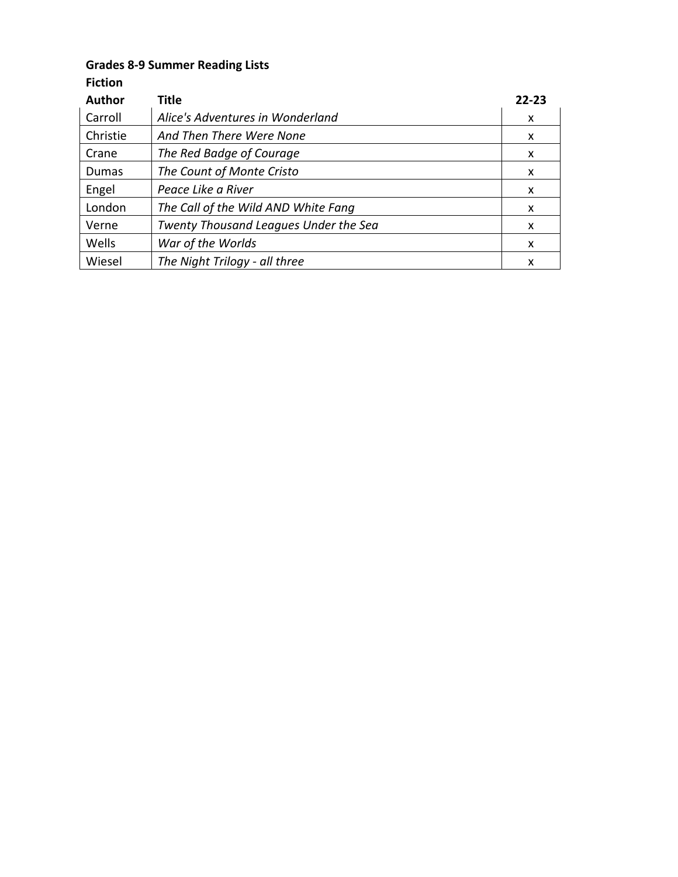**Grades 8-9 Summer Reading Lists**

**Fiction**

| Author | Title | 22-23 |
|---|---|---|
| Carroll | *Alice's Adventures in Wonderland* | x |
| Christie | *And Then There Were None* | x |
| Crane | *The Red Badge of Courage* | x |
| Dumas | *The Count of Monte Cristo* | x |
| Engel | *Peace Like a River* | x |
| London | *The Call of the Wild AND White Fang* | x |
| Verne | *Twenty Thousand Leagues Under the Sea* | x |
| Wells | *War of the Worlds* | x |
| Wiesel | *The Night Trilogy - all three* | x |